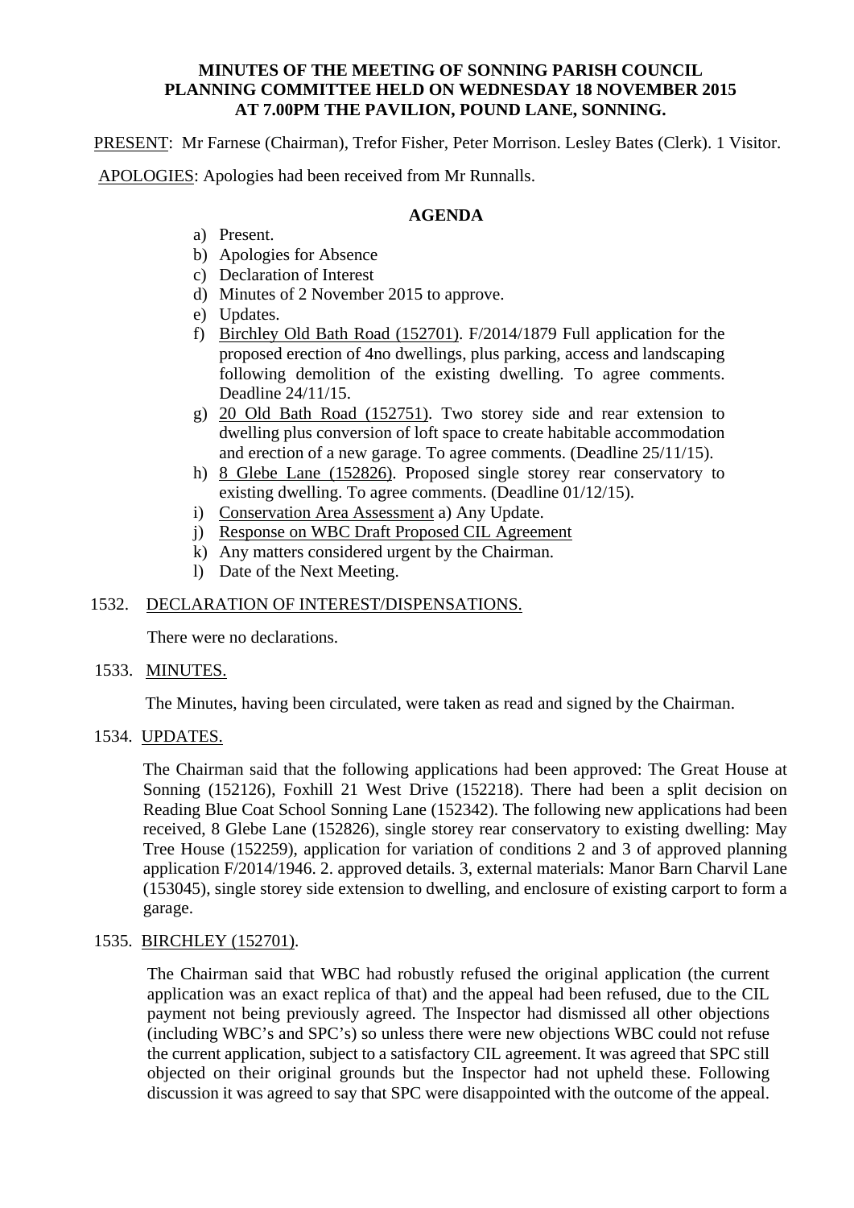**MINUTES OF THE MEETING OF SONNING PARISH COUNCIL PLANNING COMMITTEE HELD ON WEDNESDAY 18 NOVEMBER 2015 AT 7.00PM THE PAVILION, POUND LANE, SONNING.**

PRESENT: Mr Farnese (Chairman), Trefor Fisher, Peter Morrison. Lesley Bates (Clerk). 1 Visitor.

APOLOGIES: Apologies had been received from Mr Runnalls.

## AGENDA

a) Present.
b) Apologies for Absence
c) Declaration of Interest
d) Minutes of 2 November 2015 to approve.
e) Updates.
f) Birchley Old Bath Road (152701). F/2014/1879 Full application for the proposed erection of 4no dwellings, plus parking, access and landscaping following demolition of the existing dwelling. To agree comments. Deadline 24/11/15.
g) 20 Old Bath Road (152751). Two storey side and rear extension to dwelling plus conversion of loft space to create habitable accommodation and erection of a new garage. To agree comments. (Deadline 25/11/15).
h) 8 Glebe Lane (152826). Proposed single storey rear conservatory to existing dwelling. To agree comments. (Deadline 01/12/15).
i) Conservation Area Assessment a) Any Update.
j) Response on WBC Draft Proposed CIL Agreement
k) Any matters considered urgent by the Chairman.
l) Date of the Next Meeting.

1532. DECLARATION OF INTEREST/DISPENSATIONS.

There were no declarations.

1533. MINUTES.

The Minutes, having been circulated, were taken as read and signed by the Chairman.

1534. UPDATES.

The Chairman said that the following applications had been approved: The Great House at Sonning (152126), Foxhill 21 West Drive (152218). There had been a split decision on Reading Blue Coat School Sonning Lane (152342). The following new applications had been received, 8 Glebe Lane (152826), single storey rear conservatory to existing dwelling: May Tree House (152259), application for variation of conditions 2 and 3 of approved planning application F/2014/1946. 2. approved details. 3, external materials: Manor Barn Charvil Lane (153045), single storey side extension to dwelling, and enclosure of existing carport to form a garage.

1535. BIRCHLEY (152701).

The Chairman said that WBC had robustly refused the original application (the current application was an exact replica of that) and the appeal had been refused, due to the CIL payment not being previously agreed. The Inspector had dismissed all other objections (including WBC's and SPC's) so unless there were new objections WBC could not refuse the current application, subject to a satisfactory CIL agreement. It was agreed that SPC still objected on their original grounds but the Inspector had not upheld these. Following discussion it was agreed to say that SPC were disappointed with the outcome of the appeal.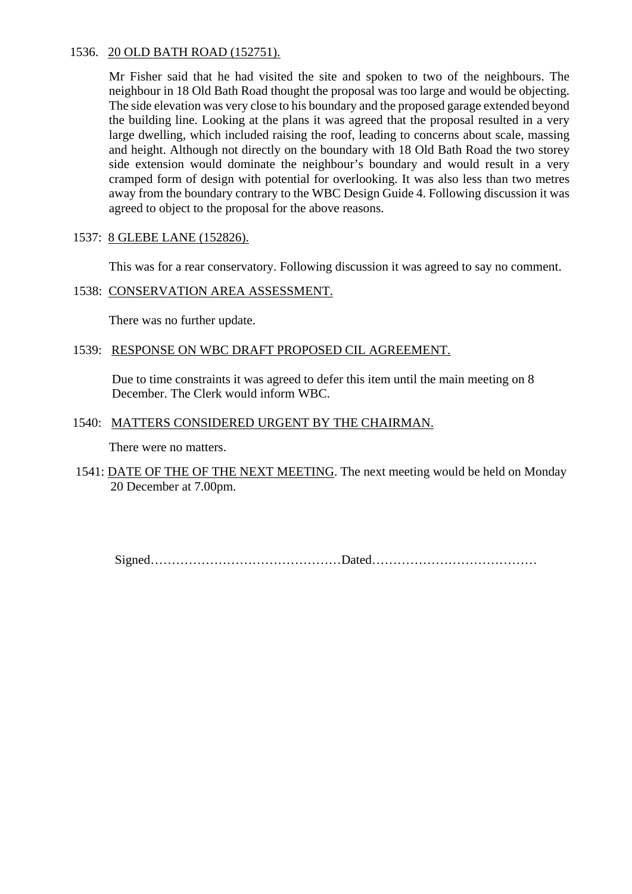1536. <u>20 OLD BATH ROAD (152751).</u>

Mr Fisher said that he had visited the site and spoken to two of the neighbours. The neighbour in 18 Old Bath Road thought the proposal was too large and would be objecting. The side elevation was very close to his boundary and the proposed garage extended beyond the building line. Looking at the plans it was agreed that the proposal resulted in a very large dwelling, which included raising the roof, leading to concerns about scale, massing and height. Although not directly on the boundary with 18 Old Bath Road the two storey side extension would dominate the neighbour's boundary and would result in a very cramped form of design with potential for overlooking. It was also less than two metres away from the boundary contrary to the WBC Design Guide 4. Following discussion it was agreed to object to the proposal for the above reasons.

1537: <u>8 GLEBE LANE (152826).</u>

This was for a rear conservatory. Following discussion it was agreed to say no comment.

1538: <u>CONSERVATION AREA ASSESSMENT.</u>

There was no further update.

1539: <u>RESPONSE ON WBC DRAFT PROPOSED CIL AGREEMENT.</u>

Due to time constraints it was agreed to defer this item until the main meeting on 8 December. The Clerk would inform WBC.

1540: <u>MATTERS CONSIDERED URGENT BY THE CHAIRMAN.</u>

There were no matters.

1541: <u>DATE OF THE OF THE NEXT MEETING</u>. The next meeting would be held on Monday 20 December at 7.00pm.

Signed………………………………………Dated…………………………………